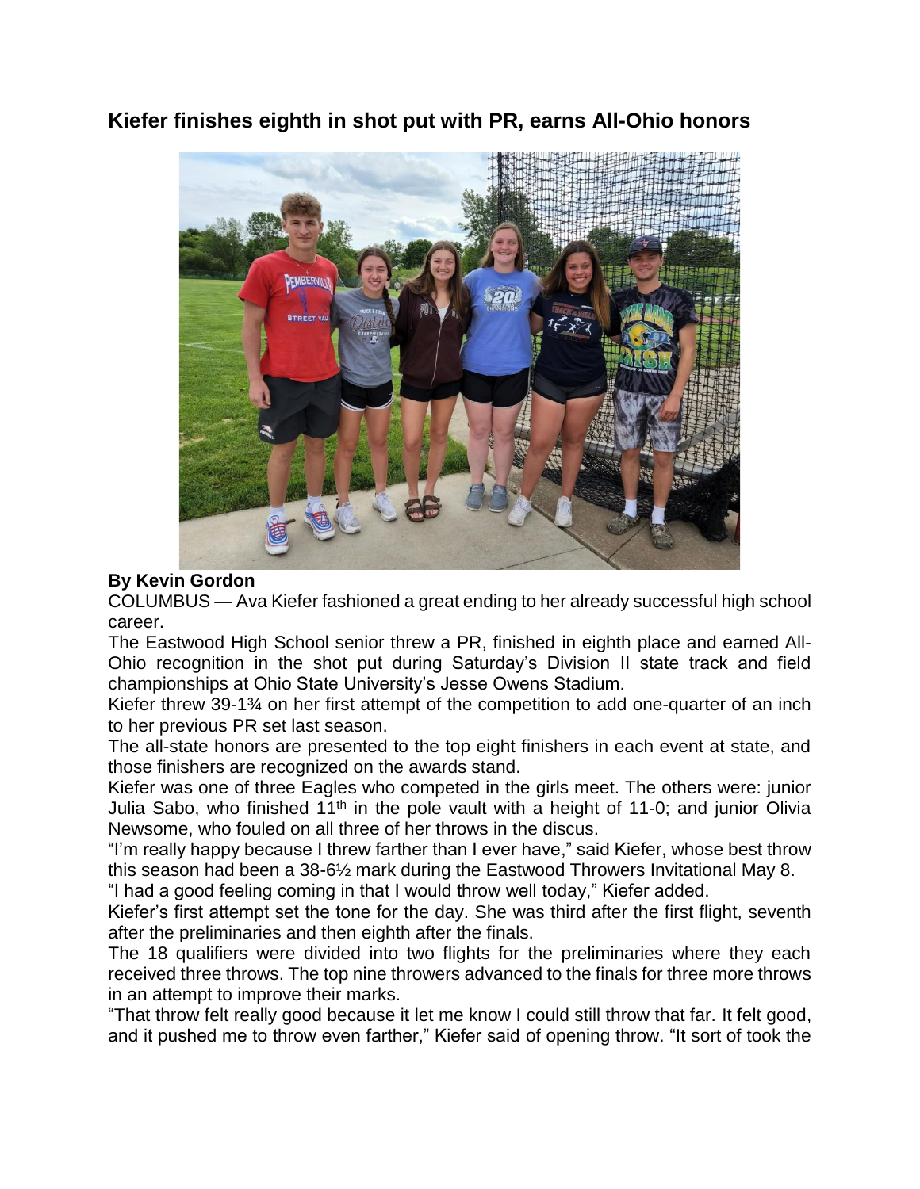## Kiefer finishes eighth in shot put with PR, earns All-Ohio honors

**By Kevin Gordon**

COLUMBUS — Ava Kiefer fashioned a great ending to her already successful high school career.

The Eastwood High School senior threw a PR, finished in eighth place and earned All-Ohio recognition in the shot put during Saturday's Division II state track and field championships at Ohio State University's Jesse Owens Stadium.

Kiefer threw 39-1¾ on her first attempt of the competition to add one-quarter of an inch to her previous PR set last season.

The all-state honors are presented to the top eight finishers in each event at state, and those finishers are recognized on the awards stand.

Kiefer was one of three Eagles who competed in the girls meet. The others were: junior Julia Sabo, who finished 11th in the pole vault with a height of 11-0; and junior Olivia Newsome, who fouled on all three of her throws in the discus.

"I'm really happy because I threw farther than I ever have," said Kiefer, whose best throw this season had been a 38-6½ mark during the Eastwood Throwers Invitational May 8.

"I had a good feeling coming in that I would throw well today," Kiefer added.

Kiefer's first attempt set the tone for the day. She was third after the first flight, seventh after the preliminaries and then eighth after the finals.

The 18 qualifiers were divided into two flights for the preliminaries where they each received three throws. The top nine throwers advanced to the finals for three more throws in an attempt to improve their marks.

"That throw felt really good because it let me know I could still throw that far. It felt good, and it pushed me to throw even farther," Kiefer said of opening throw. "It sort of took the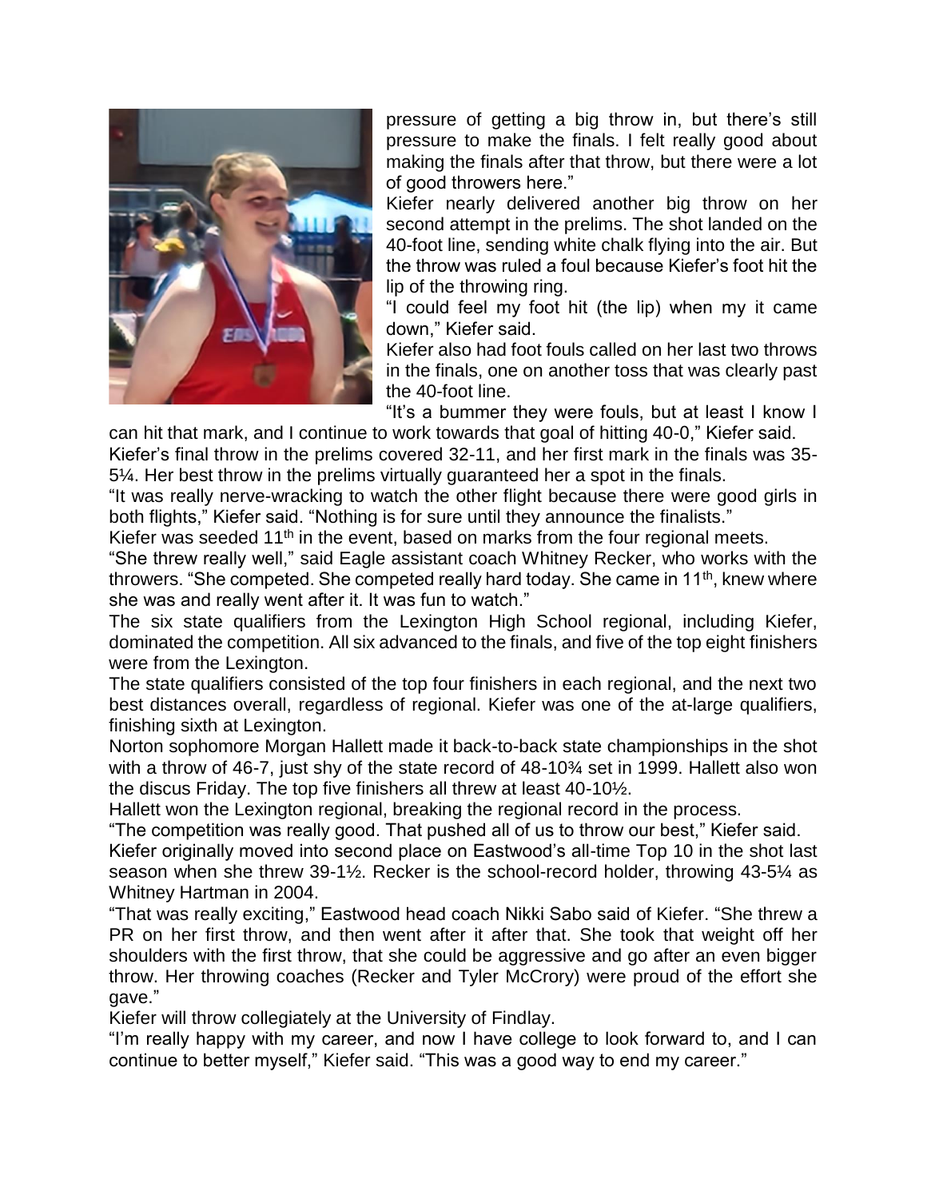pressure of getting a big throw in, but there's still pressure to make the finals. I felt really good about making the finals after that throw, but there were a lot of good throwers here."

Kiefer nearly delivered another big throw on her second attempt in the prelims. The shot landed on the 40-foot line, sending white chalk flying into the air. But the throw was ruled a foul because Kiefer's foot hit the lip of the throwing ring.

"I could feel my foot hit (the lip) when my it came down," Kiefer said.

Kiefer also had foot fouls called on her last two throws in the finals, one on another toss that was clearly past the 40-foot line.

"It's a bummer they were fouls, but at least I know I can hit that mark, and I continue to work towards that goal of hitting 40-0," Kiefer said.

Kiefer's final throw in the prelims covered 32-11, and her first mark in the finals was 35-5¼. Her best throw in the prelims virtually guaranteed her a spot in the finals.

"It was really nerve-wracking to watch the other flight because there were good girls in both flights," Kiefer said. "Nothing is for sure until they announce the finalists."

Kiefer was seeded 11th in the event, based on marks from the four regional meets.

"She threw really well," said Eagle assistant coach Whitney Recker, who works with the throwers. "She competed. She competed really hard today. She came in 11th, knew where she was and really went after it. It was fun to watch."

The six state qualifiers from the Lexington High School regional, including Kiefer, dominated the competition. All six advanced to the finals, and five of the top eight finishers were from the Lexington.

The state qualifiers consisted of the top four finishers in each regional, and the next two best distances overall, regardless of regional. Kiefer was one of the at-large qualifiers, finishing sixth at Lexington.

Norton sophomore Morgan Hallett made it back-to-back state championships in the shot with a throw of 46-7, just shy of the state record of 48-10¾ set in 1999. Hallett also won the discus Friday. The top five finishers all threw at least 40-10½.

Hallett won the Lexington regional, breaking the regional record in the process.

"The competition was really good. That pushed all of us to throw our best," Kiefer said.

Kiefer originally moved into second place on Eastwood's all-time Top 10 in the shot last season when she threw 39-1½. Recker is the school-record holder, throwing 43-5¼ as Whitney Hartman in 2004.

"That was really exciting," Eastwood head coach Nikki Sabo said of Kiefer. "She threw a PR on her first throw, and then went after it after that. She took that weight off her shoulders with the first throw, that she could be aggressive and go after an even bigger throw. Her throwing coaches (Recker and Tyler McCrory) were proud of the effort she gave."

Kiefer will throw collegiately at the University of Findlay.

"I'm really happy with my career, and now I have college to look forward to, and I can continue to better myself," Kiefer said. "This was a good way to end my career."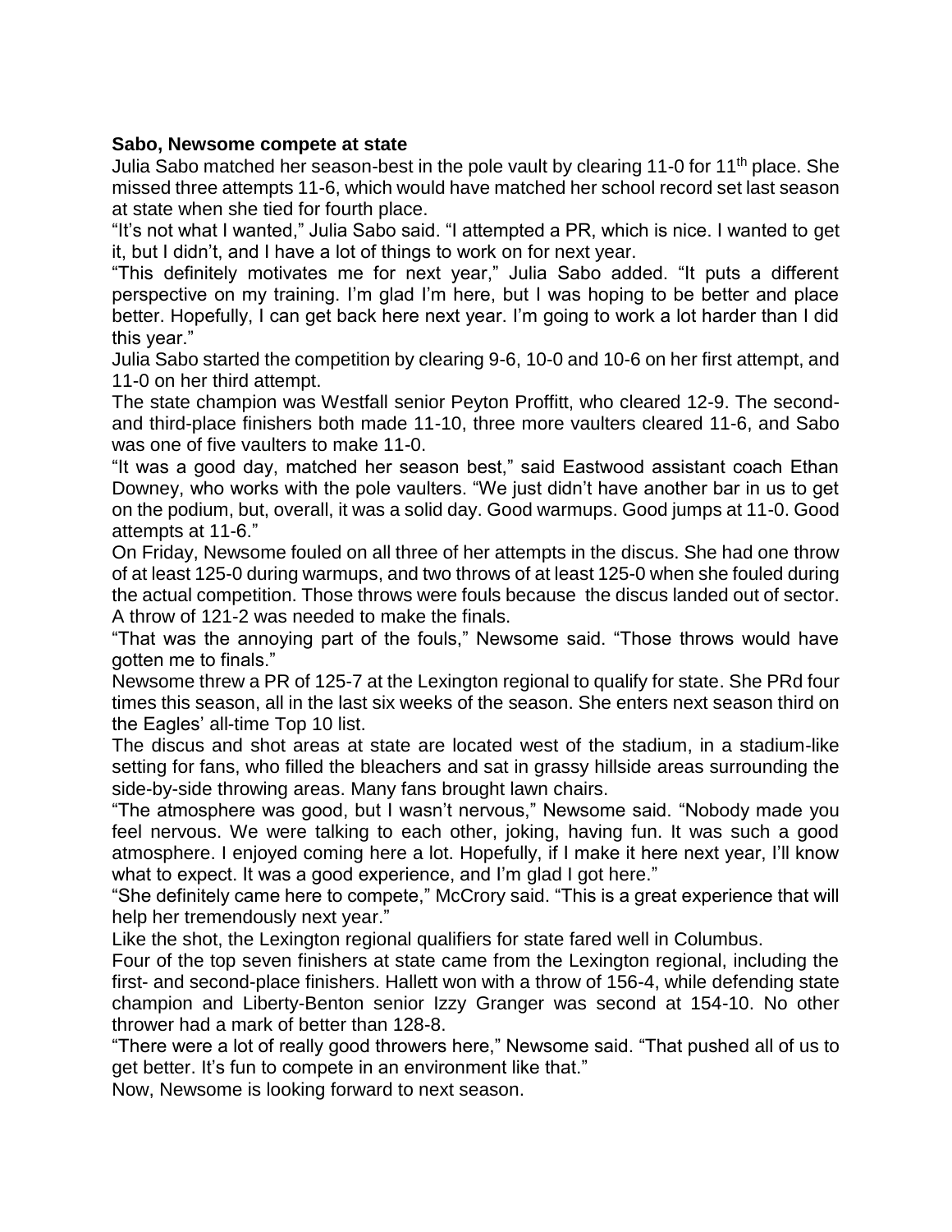**Sabo, Newsome compete at state**

Julia Sabo matched her season-best in the pole vault by clearing 11-0 for 11th place. She missed three attempts 11-6, which would have matched her school record set last season at state when she tied for fourth place.

"It's not what I wanted," Julia Sabo said. "I attempted a PR, which is nice. I wanted to get it, but I didn't, and I have a lot of things to work on for next year.

"This definitely motivates me for next year," Julia Sabo added. "It puts a different perspective on my training. I'm glad I'm here, but I was hoping to be better and place better. Hopefully, I can get back here next year. I'm going to work a lot harder than I did this year."

Julia Sabo started the competition by clearing 9-6, 10-0 and 10-6 on her first attempt, and 11-0 on her third attempt.

The state champion was Westfall senior Peyton Proffitt, who cleared 12-9. The second- and third-place finishers both made 11-10, three more vaulters cleared 11-6, and Sabo was one of five vaulters to make 11-0.

"It was a good day, matched her season best," said Eastwood assistant coach Ethan Downey, who works with the pole vaulters. "We just didn't have another bar in us to get on the podium, but, overall, it was a solid day. Good warmups. Good jumps at 11-0. Good attempts at 11-6."

On Friday, Newsome fouled on all three of her attempts in the discus. She had one throw of at least 125-0 during warmups, and two throws of at least 125-0 when she fouled during the actual competition. Those throws were fouls because the discus landed out of sector. A throw of 121-2 was needed to make the finals.

"That was the annoying part of the fouls," Newsome said. "Those throws would have gotten me to finals."

Newsome threw a PR of 125-7 at the Lexington regional to qualify for state. She PRd four times this season, all in the last six weeks of the season. She enters next season third on the Eagles' all-time Top 10 list.

The discus and shot areas at state are located west of the stadium, in a stadium-like setting for fans, who filled the bleachers and sat in grassy hillside areas surrounding the side-by-side throwing areas. Many fans brought lawn chairs.

"The atmosphere was good, but I wasn't nervous," Newsome said. "Nobody made you feel nervous. We were talking to each other, joking, having fun. It was such a good atmosphere. I enjoyed coming here a lot. Hopefully, if I make it here next year, I'll know what to expect. It was a good experience, and I'm glad I got here."

"She definitely came here to compete," McCrory said. "This is a great experience that will help her tremendously next year."

Like the shot, the Lexington regional qualifiers for state fared well in Columbus.

Four of the top seven finishers at state came from the Lexington regional, including the first- and second-place finishers. Hallett won with a throw of 156-4, while defending state champion and Liberty-Benton senior Izzy Granger was second at 154-10. No other thrower had a mark of better than 128-8.

"There were a lot of really good throwers here," Newsome said. "That pushed all of us to get better. It's fun to compete in an environment like that."

Now, Newsome is looking forward to next season.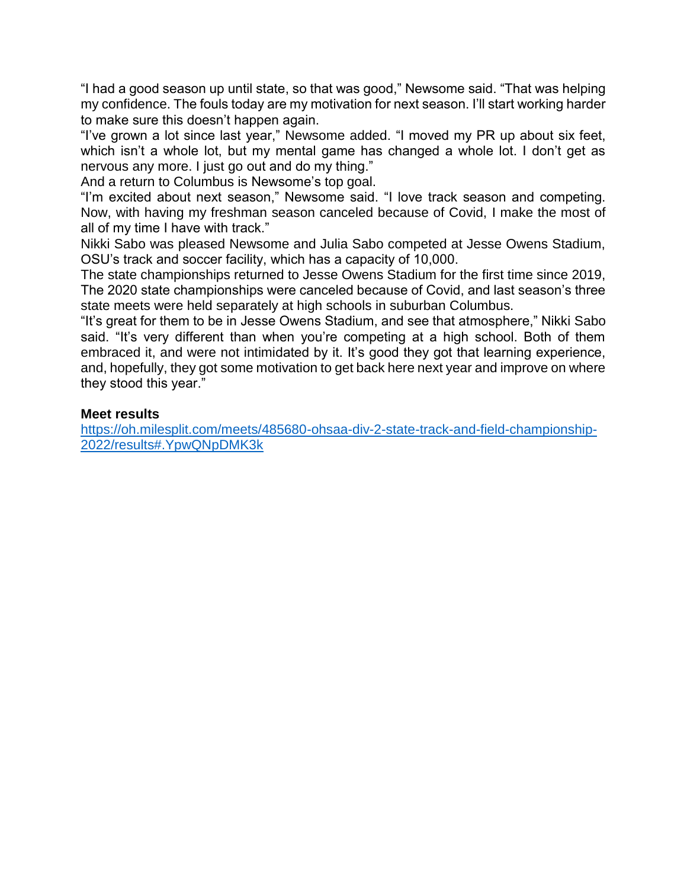"I had a good season up until state, so that was good," Newsome said. "That was helping my confidence. The fouls today are my motivation for next season. I'll start working harder to make sure this doesn't happen again.

"I've grown a lot since last year," Newsome added. "I moved my PR up about six feet, which isn't a whole lot, but my mental game has changed a whole lot. I don't get as nervous any more. I just go out and do my thing."

And a return to Columbus is Newsome's top goal.

"I'm excited about next season," Newsome said. "I love track season and competing. Now, with having my freshman season canceled because of Covid, I make the most of all of my time I have with track."

Nikki Sabo was pleased Newsome and Julia Sabo competed at Jesse Owens Stadium, OSU's track and soccer facility, which has a capacity of 10,000.

The state championships returned to Jesse Owens Stadium for the first time since 2019, The 2020 state championships were canceled because of Covid, and last season's three state meets were held separately at high schools in suburban Columbus.

"It's great for them to be in Jesse Owens Stadium, and see that atmosphere," Nikki Sabo said. "It's very different than when you're competing at a high school. Both of them embraced it, and were not intimidated by it. It's good they got that learning experience, and, hopefully, they got some motivation to get back here next year and improve on where they stood this year."

**Meet results**

[https://oh.milesplit.com/meets/485680-ohsaa-div-2-state-track-and-field-championship-2022/results#.YpwQNpDMK3k](https://oh.milesplit.com/meets/485680-ohsaa-div-2-state-track-and-field-championship-2022/results#.YpwQNpDMK3k)